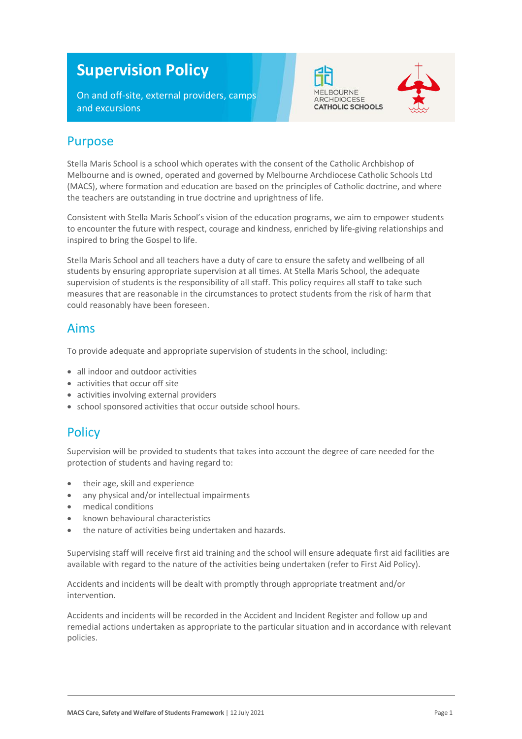# Supervision Policy

On and off-site, external providers, camps and excursions

## Purpose

Stella Maris School is a school which operates with the consent of the Catholic Archbishop of Melbourne and is owned, operated and governed by Melbourne Archdiocese Catholic Schools Ltd (MACS), where formation and education are based on the principles of Catholic doctrine, and where the teachers are outstanding in true doctrine and uprightness of life.

Consistent with Stella Maris School's vision of the education programs, we aim to empower students to encounter the future with respect, courage and kindness, enriched by life-giving relationships and inspired to bring the Gospel to life.

Stella Maris School and all teachers have a duty of care to ensure the safety and wellbeing of all students by ensuring appropriate supervision at all times. At Stella Maris School, the adequate supervision of students is the responsibility of all staff. This policy requires all staff to take such measures that are reasonable in the circumstances to protect students from the risk of harm that could reasonably have been foreseen.

## Aims

To provide adequate and appropriate supervision of students in the school, including:

- all indoor and outdoor activities
- activities that occur off site
- activities involving external providers
- school sponsored activities that occur outside school hours.

## Policy

Supervision will be provided to students that takes into account the degree of care needed for the protection of students and having regard to:

- their age, skill and experience
- any physical and/or intellectual impairments
- medical conditions
- known behavioural characteristics
- the nature of activities being undertaken and hazards.

Supervising staff will receive first aid training and the school will ensure adequate first aid facilities are available with regard to the nature of the activities being undertaken (refer to First Aid Policy).

Accidents and incidents will be dealt with promptly through appropriate treatment and/or intervention.

Accidents and incidents will be recorded in the Accident and Incident Register and follow up and remedial actions undertaken as appropriate to the particular situation and in accordance with relevant policies.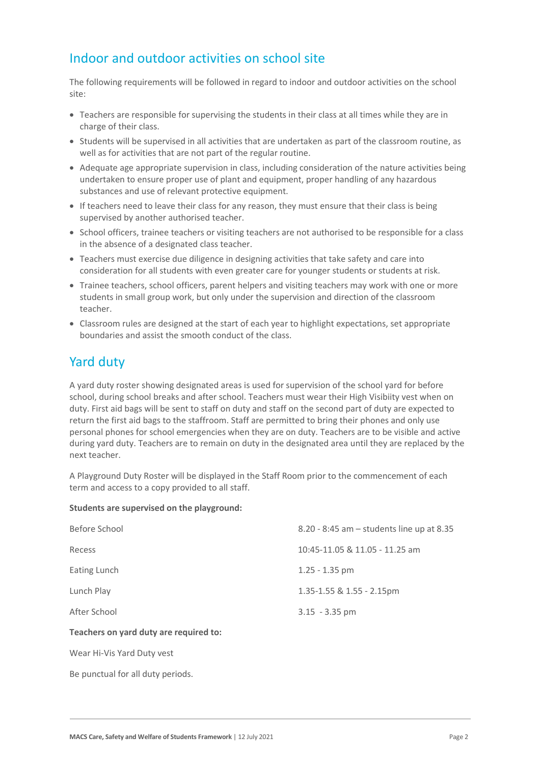## Indoor and outdoor activities on school site

The following requirements will be followed in regard to indoor and outdoor activities on the school site:

- Teachers are responsible for supervising the students in their class at all times while they are in charge of their class.
- Students will be supervised in all activities that are undertaken as part of the classroom routine, as well as for activities that are not part of the regular routine.
- Adequate age appropriate supervision in class, including consideration of the nature activities being undertaken to ensure proper use of plant and equipment, proper handling of any hazardous substances and use of relevant protective equipment.
- If teachers need to leave their class for any reason, they must ensure that their class is being supervised by another authorised teacher.
- School officers, trainee teachers or visiting teachers are not authorised to be responsible for a class in the absence of a designated class teacher.
- Teachers must exercise due diligence in designing activities that take safety and care into consideration for all students with even greater care for younger students or students at risk.
- Trainee teachers, school officers, parent helpers and visiting teachers may work with one or more students in small group work, but only under the supervision and direction of the classroom teacher.
- Classroom rules are designed at the start of each year to highlight expectations, set appropriate boundaries and assist the smooth conduct of the class.

## Yard duty

A yard duty roster showing designated areas is used for supervision of the school yard for before school, during school breaks and after school. Teachers must wear their High Visibiity vest when on duty. First aid bags will be sent to staff on duty and staff on the second part of duty are expected to return the first aid bags to the staffroom. Staff are permitted to bring their phones and only use personal phones for school emergencies when they are on duty. Teachers are to be visible and active during yard duty. Teachers are to remain on duty in the designated area until they are replaced by the next teacher.

A Playground Duty Roster will be displayed in the Staff Room prior to the commencement of each term and access to a copy provided to all staff.

**Students are supervised on the playground:**

| | |
|---|---|
| Before School | 8.20 - 8:45 am – students line up at 8.35 |
| Recess | 10:45-11.05 & 11.05 - 11.25 am |
| Eating Lunch | 1.25 - 1.35 pm |
| Lunch Play | 1.35-1.55 & 1.55 - 2.15pm |
| After School | 3.15 - 3.35 pm |

**Teachers on yard duty are required to:**

Wear Hi-Vis Yard Duty vest

Be punctual for all duty periods.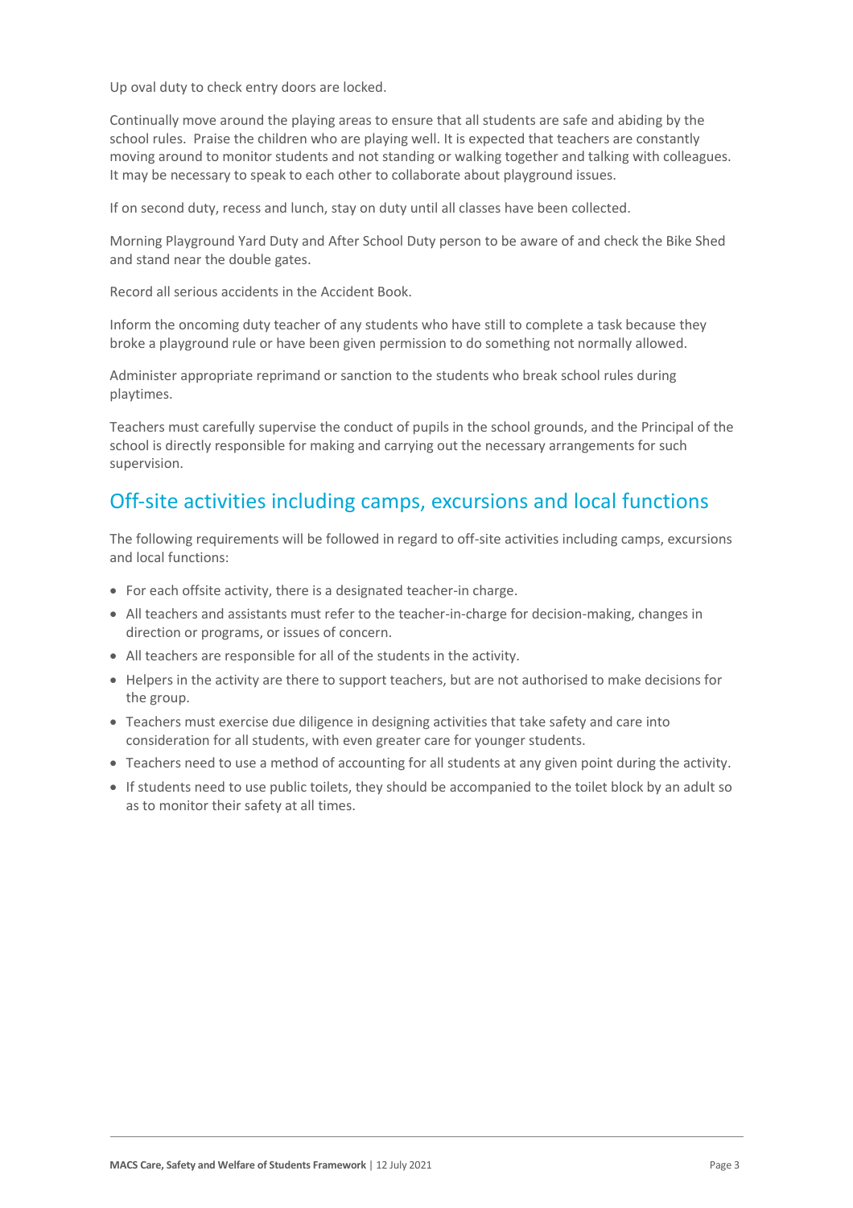Up oval duty to check entry doors are locked.

Continually move around the playing areas to ensure that all students are safe and abiding by the school rules.  Praise the children who are playing well. It is expected that teachers are constantly moving around to monitor students and not standing or walking together and talking with colleagues. It may be necessary to speak to each other to collaborate about playground issues.

If on second duty, recess and lunch, stay on duty until all classes have been collected.

Morning Playground Yard Duty and After School Duty person to be aware of and check the Bike Shed and stand near the double gates.

Record all serious accidents in the Accident Book.

Inform the oncoming duty teacher of any students who have still to complete a task because they broke a playground rule or have been given permission to do something not normally allowed.

Administer appropriate reprimand or sanction to the students who break school rules during playtimes.

Teachers must carefully supervise the conduct of pupils in the school grounds, and the Principal of the school is directly responsible for making and carrying out the necessary arrangements for such supervision.

## Off-site activities including camps, excursions and local functions

The following requirements will be followed in regard to off-site activities including camps, excursions and local functions:

- For each offsite activity, there is a designated teacher-in charge.
- All teachers and assistants must refer to the teacher-in-charge for decision-making, changes in direction or programs, or issues of concern.
- All teachers are responsible for all of the students in the activity.
- Helpers in the activity are there to support teachers, but are not authorised to make decisions for the group.
- Teachers must exercise due diligence in designing activities that take safety and care into consideration for all students, with even greater care for younger students.
- Teachers need to use a method of accounting for all students at any given point during the activity.
- If students need to use public toilets, they should be accompanied to the toilet block by an adult so as to monitor their safety at all times.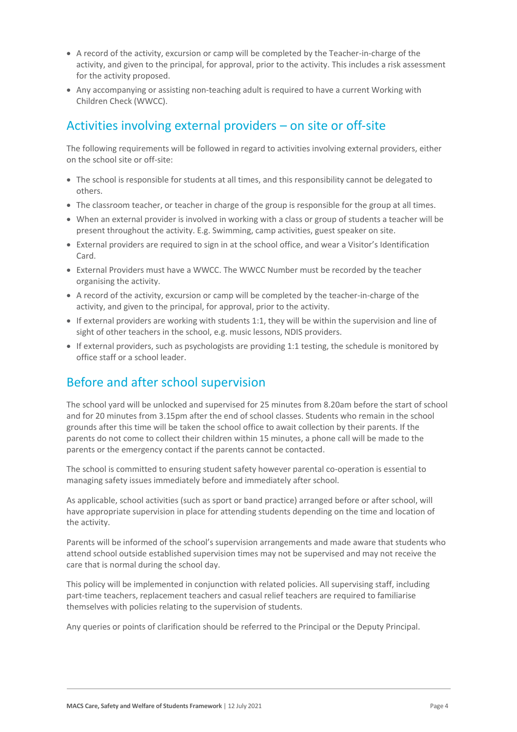- A record of the activity, excursion or camp will be completed by the Teacher-in-charge of the activity, and given to the principal, for approval, prior to the activity. This includes a risk assessment for the activity proposed.
- Any accompanying or assisting non-teaching adult is required to have a current Working with Children Check (WWCC).

## Activities involving external providers – on site or off-site

The following requirements will be followed in regard to activities involving external providers, either on the school site or off-site:

- The school is responsible for students at all times, and this responsibility cannot be delegated to others.
- The classroom teacher, or teacher in charge of the group is responsible for the group at all times.
- When an external provider is involved in working with a class or group of students a teacher will be present throughout the activity. E.g. Swimming, camp activities, guest speaker on site.
- External providers are required to sign in at the school office, and wear a Visitor's Identification Card.
- External Providers must have a WWCC. The WWCC Number must be recorded by the teacher organising the activity.
- A record of the activity, excursion or camp will be completed by the teacher-in-charge of the activity, and given to the principal, for approval, prior to the activity.
- If external providers are working with students 1:1, they will be within the supervision and line of sight of other teachers in the school, e.g. music lessons, NDIS providers.
- If external providers, such as psychologists are providing 1:1 testing, the schedule is monitored by office staff or a school leader.

## Before and after school supervision

The school yard will be unlocked and supervised for 25 minutes from 8.20am before the start of school and for 20 minutes from 3.15pm after the end of school classes. Students who remain in the school grounds after this time will be taken the school office to await collection by their parents. If the parents do not come to collect their children within 15 minutes, a phone call will be made to the parents or the emergency contact if the parents cannot be contacted.

The school is committed to ensuring student safety however parental co-operation is essential to managing safety issues immediately before and immediately after school.

As applicable, school activities (such as sport or band practice) arranged before or after school, will have appropriate supervision in place for attending students depending on the time and location of the activity.

Parents will be informed of the school's supervision arrangements and made aware that students who attend school outside established supervision times may not be supervised and may not receive the care that is normal during the school day.

This policy will be implemented in conjunction with related policies. All supervising staff, including part-time teachers, replacement teachers and casual relief teachers are required to familiarise themselves with policies relating to the supervision of students.

Any queries or points of clarification should be referred to the Principal or the Deputy Principal.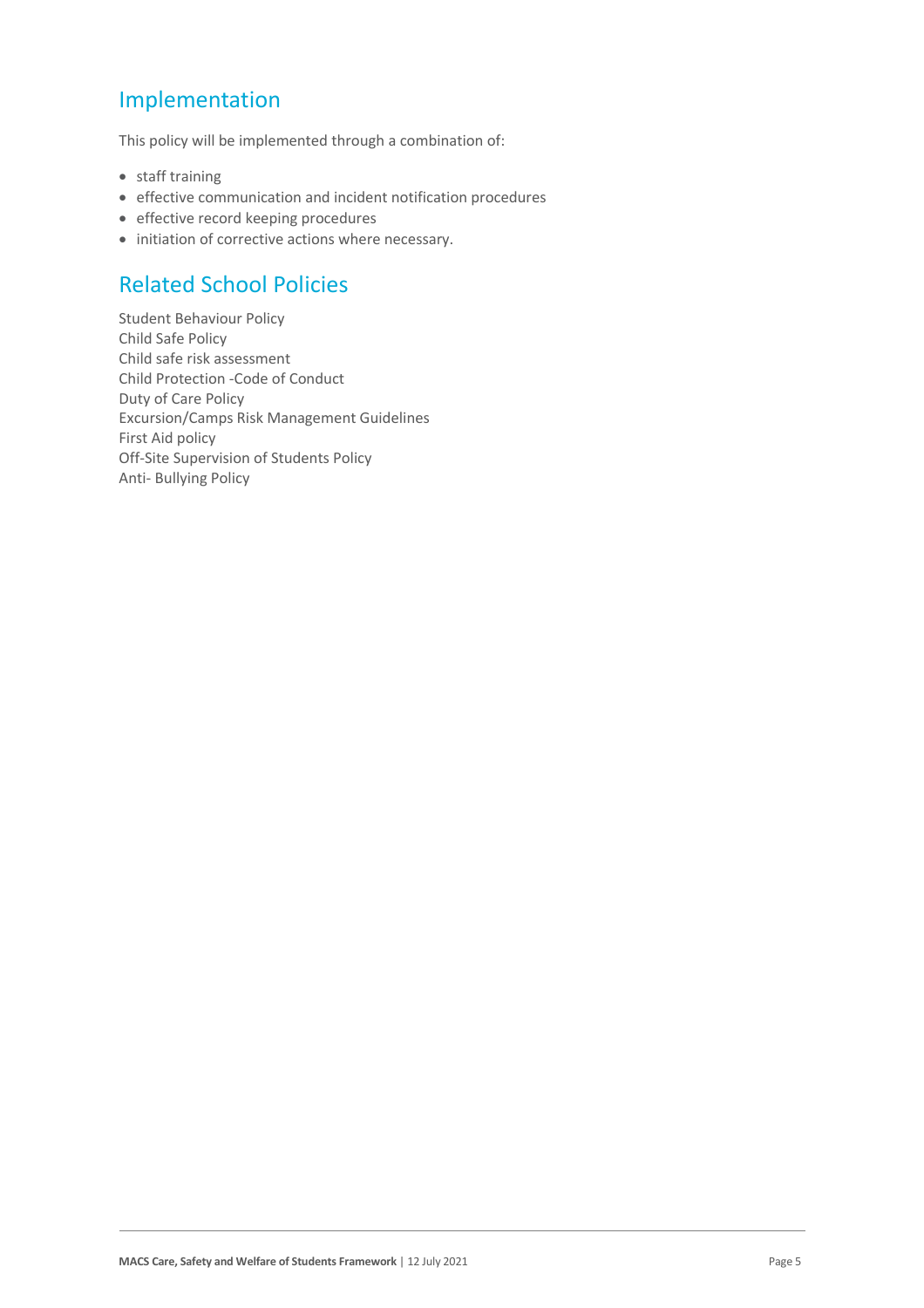## Implementation

This policy will be implemented through a combination of:

- staff training
- effective communication and incident notification procedures
- effective record keeping procedures
- initiation of corrective actions where necessary.

## Related School Policies

Student Behaviour Policy
Child Safe Policy
Child safe risk assessment
Child Protection -Code of Conduct
Duty of Care Policy
Excursion/Camps Risk Management Guidelines
First Aid policy
Off-Site Supervision of Students Policy
Anti- Bullying Policy